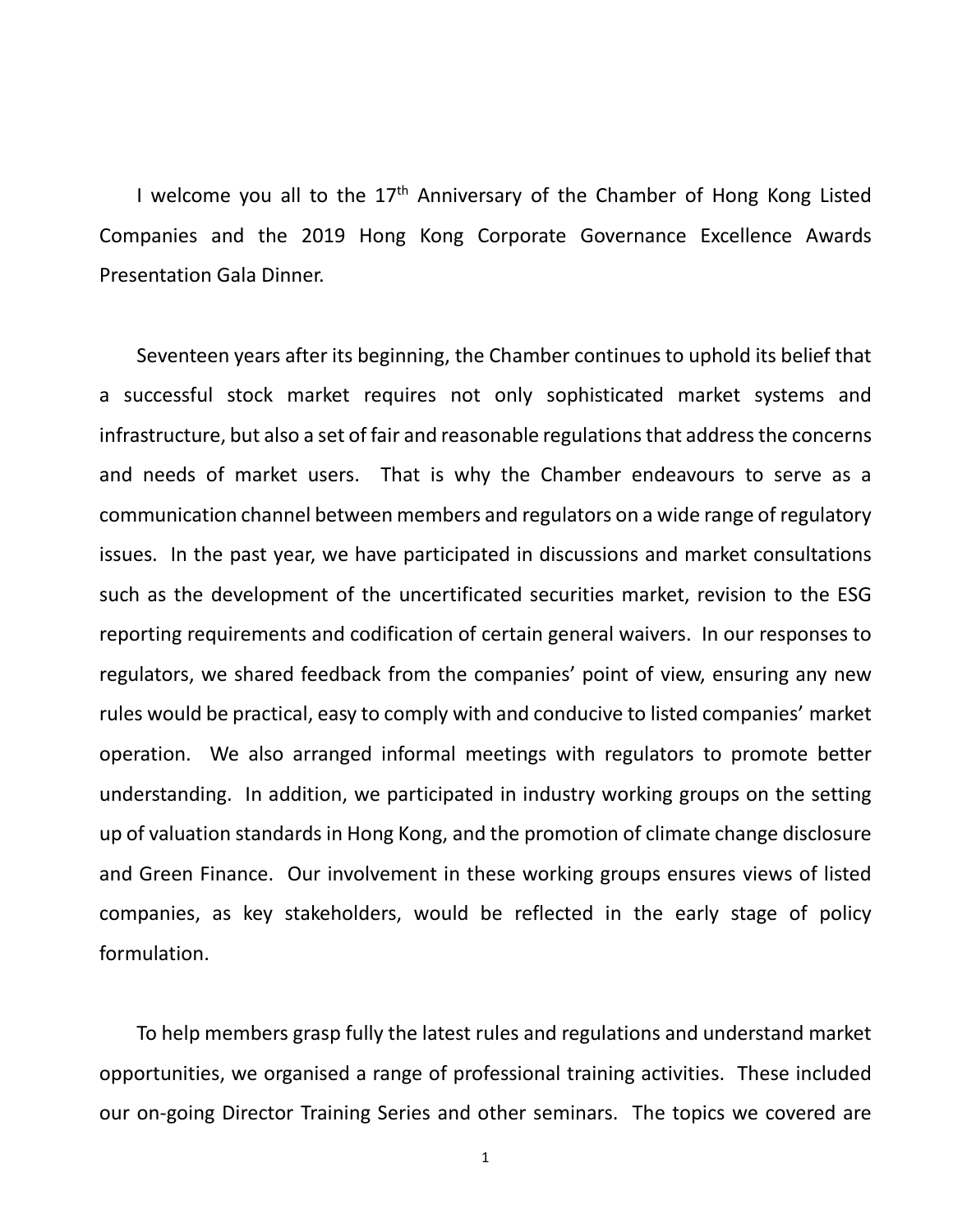I welcome you all to the 17th Anniversary of the Chamber of Hong Kong Listed Companies and the 2019 Hong Kong Corporate Governance Excellence Awards Presentation Gala Dinner.

Seventeen years after its beginning, the Chamber continues to uphold its belief that a successful stock market requires not only sophisticated market systems and infrastructure, but also a set of fair and reasonable regulations that address the concerns and needs of market users. That is why the Chamber endeavours to serve as a communication channel between members and regulators on a wide range of regulatory issues. In the past year, we have participated in discussions and market consultations such as the development of the uncertificated securities market, revision to the ESG reporting requirements and codification of certain general waivers. In our responses to regulators, we shared feedback from the companies' point of view, ensuring any new rules would be practical, easy to comply with and conducive to listed companies' market operation. We also arranged informal meetings with regulators to promote better understanding. In addition, we participated in industry working groups on the setting up of valuation standards in Hong Kong, and the promotion of climate change disclosure and Green Finance. Our involvement in these working groups ensures views of listed companies, as key stakeholders, would be reflected in the early stage of policy formulation.

To help members grasp fully the latest rules and regulations and understand market opportunities, we organised a range of professional training activities. These included our on-going Director Training Series and other seminars. The topics we covered are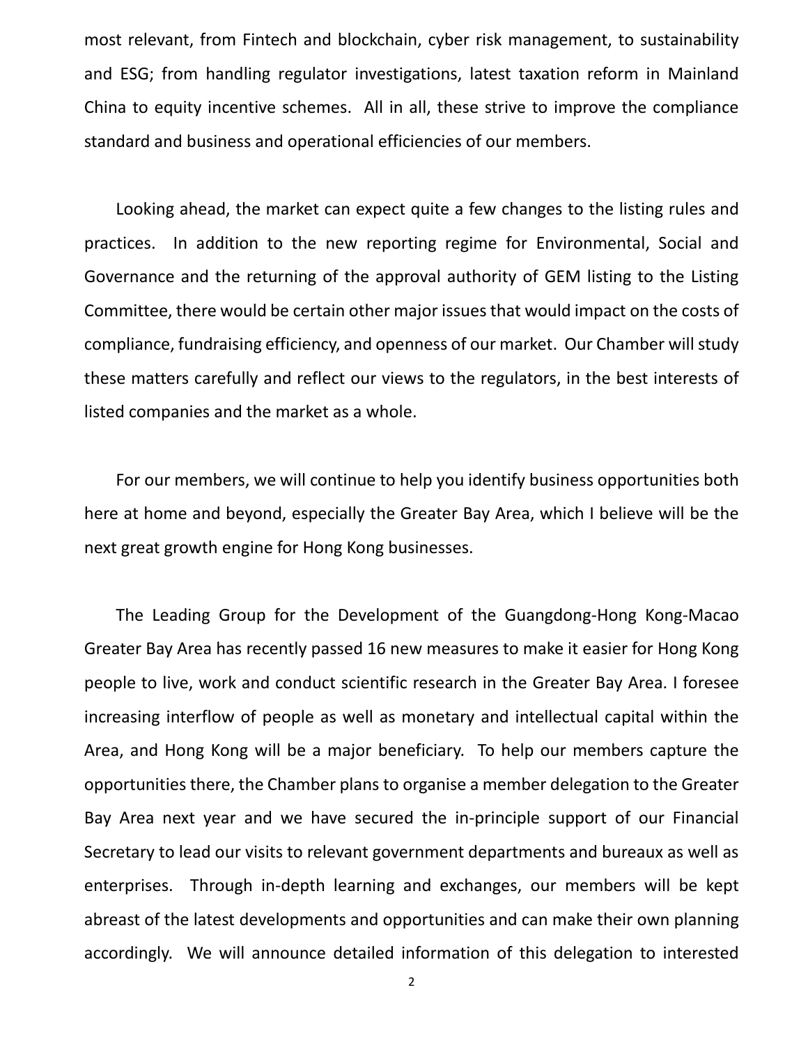most relevant, from Fintech and blockchain, cyber risk management, to sustainability and ESG; from handling regulator investigations, latest taxation reform in Mainland China to equity incentive schemes. All in all, these strive to improve the compliance standard and business and operational efficiencies of our members.

Looking ahead, the market can expect quite a few changes to the listing rules and practices. In addition to the new reporting regime for Environmental, Social and Governance and the returning of the approval authority of GEM listing to the Listing Committee, there would be certain other major issues that would impact on the costs of compliance, fundraising efficiency, and openness of our market. Our Chamber will study these matters carefully and reflect our views to the regulators, in the best interests of listed companies and the market as a whole.

For our members, we will continue to help you identify business opportunities both here at home and beyond, especially the Greater Bay Area, which I believe will be the next great growth engine for Hong Kong businesses.

The Leading Group for the Development of the Guangdong-Hong Kong-Macao Greater Bay Area has recently passed 16 new measures to make it easier for Hong Kong people to live, work and conduct scientific research in the Greater Bay Area. I foresee increasing interflow of people as well as monetary and intellectual capital within the Area, and Hong Kong will be a major beneficiary. To help our members capture the opportunities there, the Chamber plans to organise a member delegation to the Greater Bay Area next year and we have secured the in-principle support of our Financial Secretary to lead our visits to relevant government departments and bureaux as well as enterprises. Through in-depth learning and exchanges, our members will be kept abreast of the latest developments and opportunities and can make their own planning accordingly. We will announce detailed information of this delegation to interested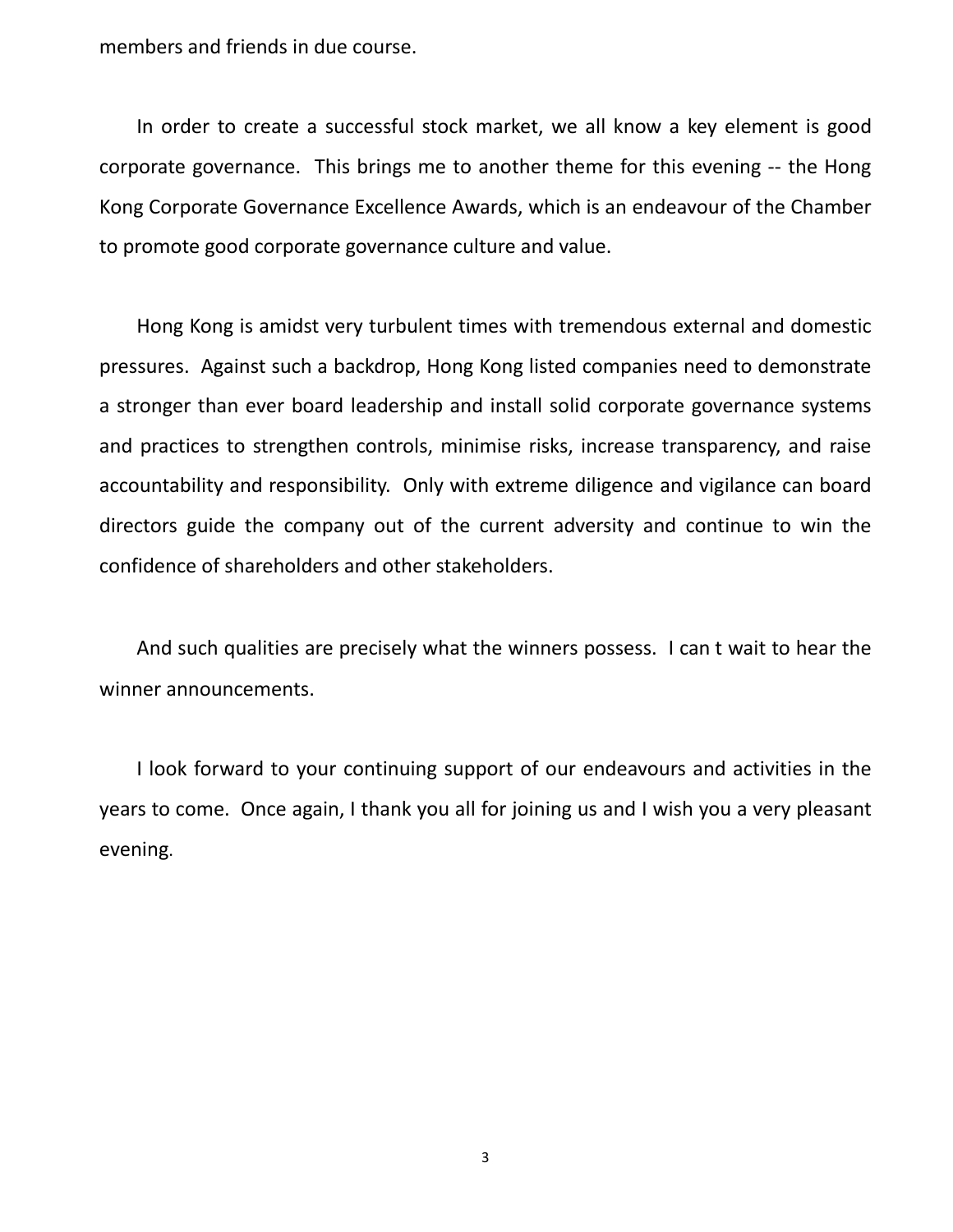members and friends in due course.

In order to create a successful stock market, we all know a key element is good corporate governance. This brings me to another theme for this evening -- the Hong Kong Corporate Governance Excellence Awards, which is an endeavour of the Chamber to promote good corporate governance culture and value.

Hong Kong is amidst very turbulent times with tremendous external and domestic pressures. Against such a backdrop, Hong Kong listed companies need to demonstrate a stronger than ever board leadership and install solid corporate governance systems and practices to strengthen controls, minimise risks, increase transparency, and raise accountability and responsibility. Only with extreme diligence and vigilance can board directors guide the company out of the current adversity and continue to win the confidence of shareholders and other stakeholders.

And such qualities are precisely what the winners possess. I can t wait to hear the winner announcements.

I look forward to your continuing support of our endeavours and activities in the years to come. Once again, I thank you all for joining us and I wish you a very pleasant evening.